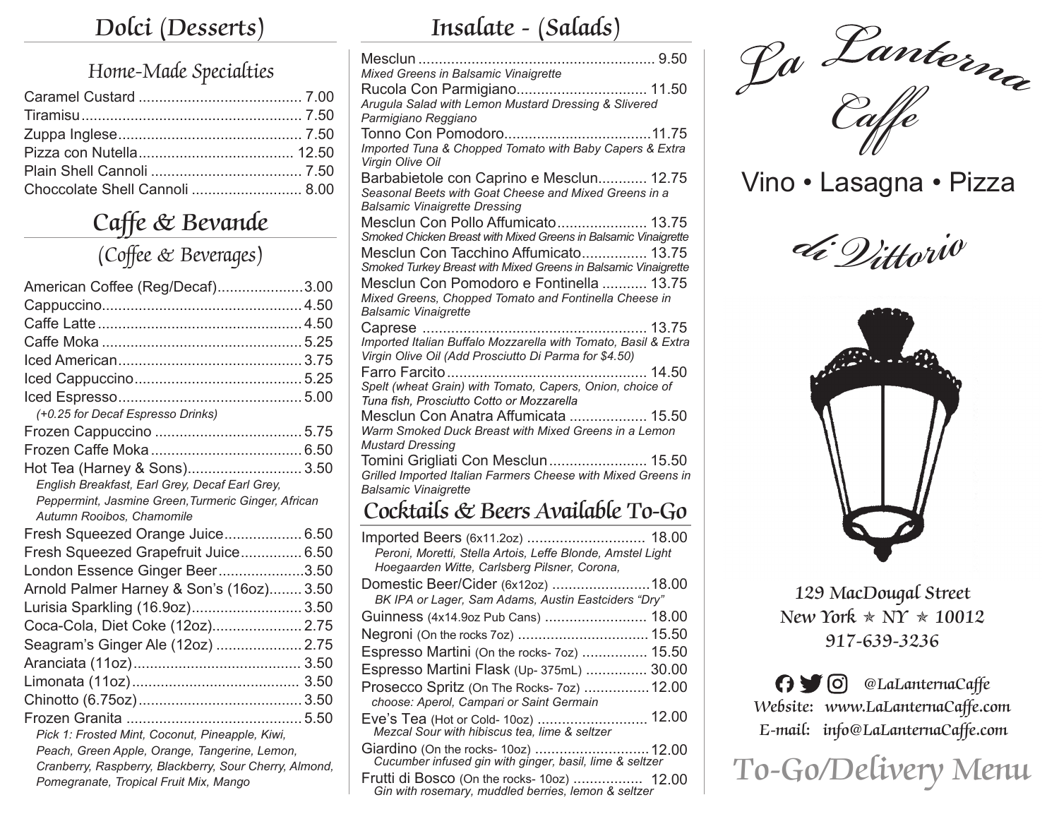# Dolci (Desserts)

## Home-Made Specialties

- Caramel Custard ........ 7.00
- Tiramisu ........ 7.50
- Zuppa Inglese ........ 7.50
- Pizza con Nutella ........ 12.50
- Plain Shell Cannoli ........ 7.50
- Chocclolate Shell Cannoli ........ 8.00

# Caffe & Bevande

## (Coffee & Beverages)

- American Coffee (Reg/Decaf) ........ 3.00
- Cappuccino ........ 4.50
- Caffe Latte ........ 4.50
- Caffe Moka ........ 5.25
- Iced American ........ 3.75
- Iced Cappuccino ........ 5.25
- Iced Espresso ........ 5.00
  *(+0.25 for Decaf Espresso Drinks)*
- Frozen Cappuccino ........ 5.75
- Frozen Caffe Moka ........ 6.50
- Hot Tea (Harney & Sons) ........ 3.50
  *English Breakfast, Earl Grey, Decaf Earl Grey, Peppermint, Jasmine Green,Turmeric Ginger, African Autumn Rooibos, Chamomile*
- Fresh Squeezed Orange Juice ........ 6.50
- Fresh Squeezed Grapefruit Juice ........ 6.50
- London Essence Ginger Beer ........ 3.50
- Arnold Palmer Harney & Son's (16oz) ........ 3.50
- Lurisia Sparkling (16.9oz) ........ 3.50
- Coca-Cola, Diet Coke (12oz) ........ 2.75
- Seagram's Ginger Ale (12oz) ........ 2.75
- Aranciata (11oz) ........ 3.50
- Limonata (11oz) ........ 3.50
- Chinotto (6.75oz) ........ 3.50
- Frozen Granita ........ 5.50
  *Pick 1: Frosted Mint, Coconut, Pineapple, Kiwi, Peach, Green Apple, Orange, Tangerine, Lemon, Cranberry, Raspberry, Blackberry, Sour Cherry, Almond, Pomegranate, Tropical Fruit Mix, Mango*

# Insalate - (Salads)

- Mesclun ........ 9.50
  *Mixed Greens in Balsamic Vinaigrette*
- Rucola Con Parmigiano ........ 11.50
  *Arugula Salad with Lemon Mustard Dressing & Slivered Parmigiano Reggiano*
- Tonno Con Pomodoro ........ 11.75
  *Imported Tuna & Chopped Tomato with Baby Capers & Extra Virgin Olive Oil*
- Barbabietole con Caprino e Mesclun ........ 12.75
  *Seasonal Beets with Goat Cheese and Mixed Greens in a Balsamic Vinaigrette Dressing*
- Mesclun Con Pollo Affumicato ........ 13.75
  *Smoked Chicken Breast with Mixed Greens in Balsamic Vinaigrette*
- Mesclun Con Tacchino Affumicato ........ 13.75
  *Smoked Turkey Breast with Mixed Greens in Balsamic Vinaigrette*
- Mesclun Con Pomodoro e Fontinella ........ 13.75
  *Mixed Greens, Chopped Tomato and Fontinella Cheese in Balsamic Vinaigrette*
- Caprese ........ 13.75
  *Imported Italian Buffalo Mozzarella with Tomato, Basil & Extra Virgin Olive Oil (Add Prosciutto Di Parma for $4.50)*
- Farro Farcito ........ 14.50
  *Spelt (wheat Grain) with Tomato, Capers, Onion, choice of Tuna fish, Prosciutto Cotto or Mozzarella*
- Mesclun Con Anatra Affumicata ........ 15.50
  *Warm Smoked Duck Breast with Mixed Greens in a Lemon Mustard Dressing*
- Tomini Grigliati Con Mesclun ........ 15.50
  *Grilled Imported Italian Farmers Cheese with Mixed Greens in Balsamic Vinaigrette*

# Cocktails & Beers Available To-Go

- Imported Beers (6x11.2oz) ........ 18.00
  *Peroni, Moretti, Stella Artois, Leffe Blonde, Amstel Light Hoegaarden Witte, Carlsberg Pilsner, Corona,*
- Domestic Beer/Cider (6x12oz) ........ 18.00
  *BK IPA or Lager, Sam Adams, Austin Eastciders "Dry"*
- Guinness (4x14.9oz Pub Cans) ........ 18.00
- Negroni (On the rocks 7oz) ........ 15.50
- Espresso Martini (On the rocks- 7oz) ........ 15.50
- Espresso Martini Flask (Up- 375mL) ........ 30.00
- Prosecco Spritz (On The Rocks- 7oz) ........ 12.00
  *choose: Aperol, Campari or Saint Germain*
- Eve's Tea (Hot or Cold- 10oz) ........ 12.00
  *Mezcal Sour with hibiscus tea, lime & seltzer*
- Giardino (On the rocks- 10oz) ........ 12.00
  *Cucumber infused gin with ginger, basil, lime & seltzer*
- Frutti di Bosco (On the rocks- 10oz) ........ 12.00
  *Gin with rosemary, muddled berries, lemon & seltzer*

# La Lanterna Caffe

Vino • Lasagna • Pizza

*di Vittorio*

129 MacDougal Street
New York ⋆ NY ⋆ 10012
917-639-3236

@LaLanternaCaffe
Website: www.LaLanternaCaffe.com
E-mail: info@LaLanternaCaffe.com

## To-Go/Delivery Menu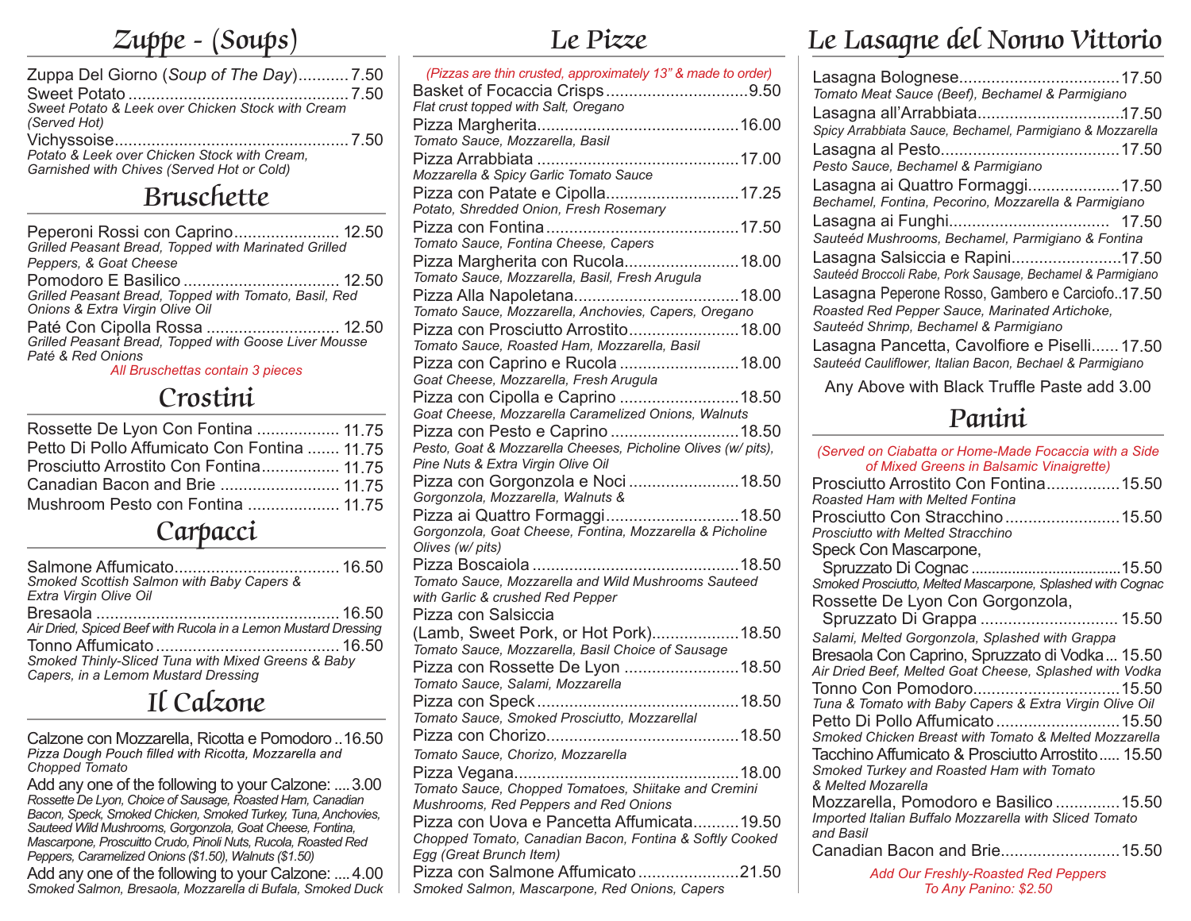## Zuppe - (Soups)

Zuppa Del Giorno (*Soup of The Day*)........... 7.50

Sweet Potato ................................................ 7.50
*Sweet Potato & Leek over Chicken Stock with Cream (Served Hot)*

Vichyssoise................................................... 7.50
*Potato & Leek over Chicken Stock with Cream, Garnished with Chives (Served Hot or Cold)*

## Bruschette

Peperoni Rossi con Caprino....................... 12.50
*Grilled Peasant Bread, Topped with Marinated Grilled Peppers, & Goat Cheese*

Pomodoro E Basilico .................................. 12.50
*Grilled Peasant Bread, Topped with Tomato, Basil, Red Onions & Extra Virgin Olive Oil*

Paté Con Cipolla Rossa ............................. 12.50
*Grilled Peasant Bread, Topped with Goose Liver Mousse Paté & Red Onions*

*All Bruschettas contain 3 pieces*

## Crostini

Rossette De Lyon Con Fontina .................. 11.75

Petto Di Pollo Affumicato Con Fontina ....... 11.75

Prosciutto Arrostito Con Fontina................. 11.75

Canadian Bacon and Brie .......................... 11.75

Mushroom Pesto con Fontina .................... 11.75

## Carpacci

Salmone Affumicato.................................... 16.50
*Smoked Scottish Salmon with Baby Capers & Extra Virgin Olive Oil*

Bresaola ..................................................... 16.50
*Air Dried, Spiced Beef with Rucola in a Lemon Mustard Dressing*

Tonno Affumicato ........................................ 16.50
*Smoked Thinly-Sliced Tuna with Mixed Greens & Baby Capers, in a Lemom Mustard Dressing*

## Il Calzone

Calzone con Mozzarella, Ricotta e Pomodoro ..16.50
*Pizza Dough Pouch filled with Ricotta, Mozzarella and Chopped Tomato*

Add any one of the following to your Calzone: ....3.00
*Rossette De Lyon, Choice of Sausage, Roasted Ham, Canadian Bacon, Speck, Smoked Chicken, Smoked Turkey, Tuna, Anchovies, Sauteed Wild Mushrooms, Gorgonzola, Goat Cheese, Fontina, Mascarpone, Proscuitto Crudo, Pinoli Nuts, Rucola, Roasted Red Peppers, Caramelized Onions ($1.50), Walnuts ($1.50)*

Add any one of the following to your Calzone: ....4.00
*Smoked Salmon, Bresaola, Mozzarella di Bufala, Smoked Duck*

## Le Pizze

*(Pizzas are thin crusted, approximately 13" & made to order)*

Basket of Focaccia Crisps ...............................9.50
*Flat crust topped with Salt, Oregano*

Pizza Margherita............................................16.00
*Tomato Sauce, Mozzarella, Basil*

Pizza Arrabbiata ............................................17.00
*Mozzarella & Spicy Garlic Tomato Sauce*

Pizza con Patate e Cipolla.............................17.25
*Potato, Shredded Onion, Fresh Rosemary*

Pizza con Fontina ..........................................17.50
*Tomato Sauce, Fontina Cheese, Capers*

Pizza Margherita con Rucola.........................18.00
*Tomato Sauce, Mozzarella, Basil, Fresh Arugula*

Pizza Alla Napoletana....................................18.00
*Tomato Sauce, Mozzarella, Anchovies, Capers, Oregano*

Pizza con Prosciutto Arrostito........................18.00
*Tomato Sauce, Roasted Ham, Mozzarella, Basil*

Pizza con Caprino e Rucola ..........................18.00
*Goat Cheese, Mozzarella, Fresh Arugula*

Pizza con Cipolla e Caprino ..........................18.50
*Goat Cheese, Mozzarella Caramelized Onions, Walnuts*

Pizza con Pesto e Caprino ............................18.50
*Pesto, Goat & Mozzarella Cheeses, Picholine Olives (w/ pits), Pine Nuts & Extra Virgin Olive Oil*

Pizza con Gorgonzola e Noci ........................18.50
*Gorgonzola, Mozzarella, Walnuts &*

Pizza ai Quattro Formaggi.............................18.50
*Gorgonzola, Goat Cheese, Fontina, Mozzarella & Picholine Olives (w/ pits)*

Pizza Boscaiola .............................................18.50
*Tomato Sauce, Mozzarella and Wild Mushrooms Sauteed with Garlic & crushed Red Pepper*

Pizza con Salsiccia
(Lamb, Sweet Pork, or Hot Pork)...................18.50
*Tomato Sauce, Mozzarella, Basil Choice of Sausage*

Pizza con Rossette De Lyon .........................18.50
*Tomato Sauce, Salami, Mozzarella*

Pizza con Speck ............................................18.50
*Tomato Sauce, Smoked Prosciutto, Mozzarellal*

Pizza con Chorizo..........................................18.50
*Tomato Sauce, Chorizo, Mozzarella*

Pizza Vegana.................................................18.00
*Tomato Sauce, Chopped Tomatoes, Shiitake and Cremini Mushrooms, Red Peppers and Red Onions*

Pizza con Uova e Pancetta Affumicata..........19.50
*Chopped Tomato, Canadian Bacon, Fontina & Softly Cooked Egg (Great Brunch Item)*

Pizza con Salmone Affumicato ......................21.50
*Smoked Salmon, Mascarpone, Red Onions, Capers*

## Le Lasagne del Nonno Vittorio

Lasagna Bolognese...................................17.50
*Tomato Meat Sauce (Beef), Bechamel & Parmigiano*

Lasagna all'Arrabbiata...............................17.50
*Spicy Arrabbiata Sauce, Bechamel, Parmigiano & Mozzarella*

Lasagna al Pesto.......................................17.50
*Pesto Sauce, Bechamel & Parmigiano*

Lasagna ai Quattro Formaggi....................17.50
*Bechamel, Fontina, Pecorino, Mozzarella & Parmigiano*

Lasagna ai Funghi................................... 17.50
*Sauteéd Mushrooms, Bechamel, Parmigiano & Fontina*

Lasagna Salsiccia e Rapini........................17.50
*Sauteéd Broccoli Rabe, Pork Sausage, Bechamel & Parmigiano*

Lasagna Peperone Rosso, Gambero e Carciofo..17.50
*Roasted Red Pepper Sauce, Marinated Artichoke, Sauteéd Shrimp, Bechamel & Parmigiano*

Lasagna Pancetta, Cavolfiore e Piselli...... 17.50
*Sauteéd Cauliflower, Italian Bacon, Bechael & Parmigiano*

Any Above with Black Truffle Paste add 3.00

## Panini

*(Served on Ciabatta or Home-Made Focaccia with a Side of Mixed Greens in Balsamic Vinaigrette)*

Prosciutto Arrostito Con Fontina................15.50
*Roasted Ham with Melted Fontina*

Prosciutto Con Stracchino.........................15.50
*Prosciutto with Melted Stracchino*

Speck Con Mascarpone,
Spruzzato Di Cognac ....................................15.50
*Smoked Prosciutto, Melted Mascarpone, Splashed with Cognac*

Rossette De Lyon Con Gorgonzola,
Spruzzato Di Grappa ............................. 15.50
*Salami, Melted Gorgonzola, Splashed with Grappa*

Bresaola Con Caprino, Spruzzato di Vodka... 15.50
*Air Dried Beef, Melted Goat Cheese, Splashed with Vodka*

Tonno Con Pomodoro................................15.50
*Tuna & Tomato with Baby Capers & Extra Virgin Olive Oil*

Petto Di Pollo Affumicato ..........................15.50
*Smoked Chicken Breast with Tomato & Melted Mozzarella*

Tacchino Affumicato & Prosciutto Arrostito..... 15.50
*Smoked Turkey and Roasted Ham with Tomato & Melted Mozarella*

Mozzarella, Pomodoro e Basilico .............15.50
*Imported Italian Buffalo Mozzarella with Sliced Tomato and Basil*

Canadian Bacon and Brie..........................15.50

*Add Our Freshly-Roasted Red Peppers To Any Panino: $2.50*